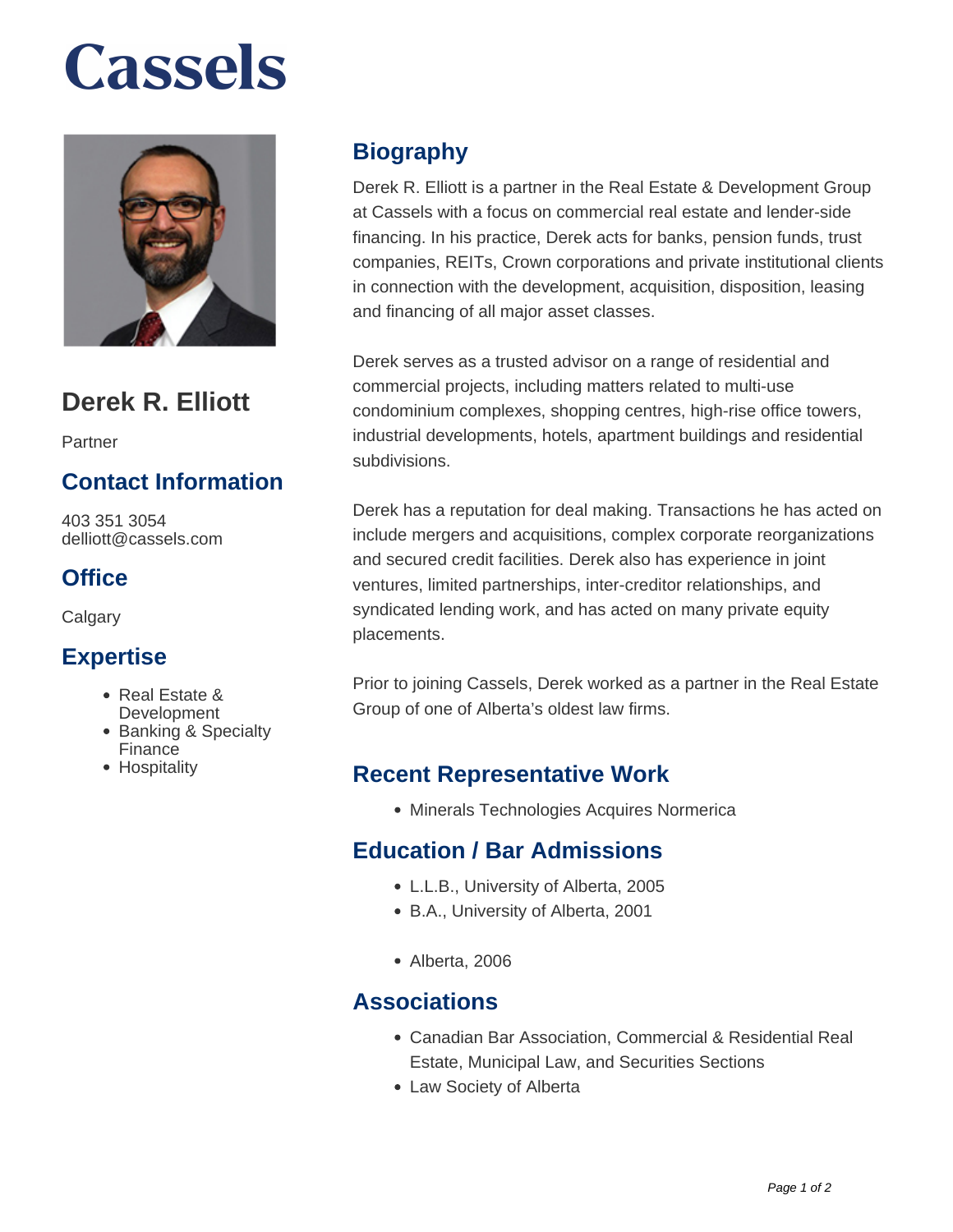# Cassels

## Derek R. Elliott

Partner

### Contact Information

403 351 3054
delliott@cassels.com

### Office

Calgary

### Expertise

- Real Estate & Development
- Banking & Specialty Finance
- Hospitality

## Biography

Derek R. Elliott is a partner in the Real Estate & Development Group at Cassels with a focus on commercial real estate and lender-side financing. In his practice, Derek acts for banks, pension funds, trust companies, REITs, Crown corporations and private institutional clients in connection with the development, acquisition, disposition, leasing and financing of all major asset classes.

Derek serves as a trusted advisor on a range of residential and commercial projects, including matters related to multi-use condominium complexes, shopping centres, high-rise office towers, industrial developments, hotels, apartment buildings and residential subdivisions.

Derek has a reputation for deal making. Transactions he has acted on include mergers and acquisitions, complex corporate reorganizations and secured credit facilities. Derek also has experience in joint ventures, limited partnerships, inter-creditor relationships, and syndicated lending work, and has acted on many private equity placements.

Prior to joining Cassels, Derek worked as a partner in the Real Estate Group of one of Alberta's oldest law firms.

## Recent Representative Work

- Minerals Technologies Acquires Normerica

## Education / Bar Admissions

- L.L.B., University of Alberta, 2005
- B.A., University of Alberta, 2001

- Alberta, 2006

## Associations

- Canadian Bar Association, Commercial & Residential Real Estate, Municipal Law, and Securities Sections
- Law Society of Alberta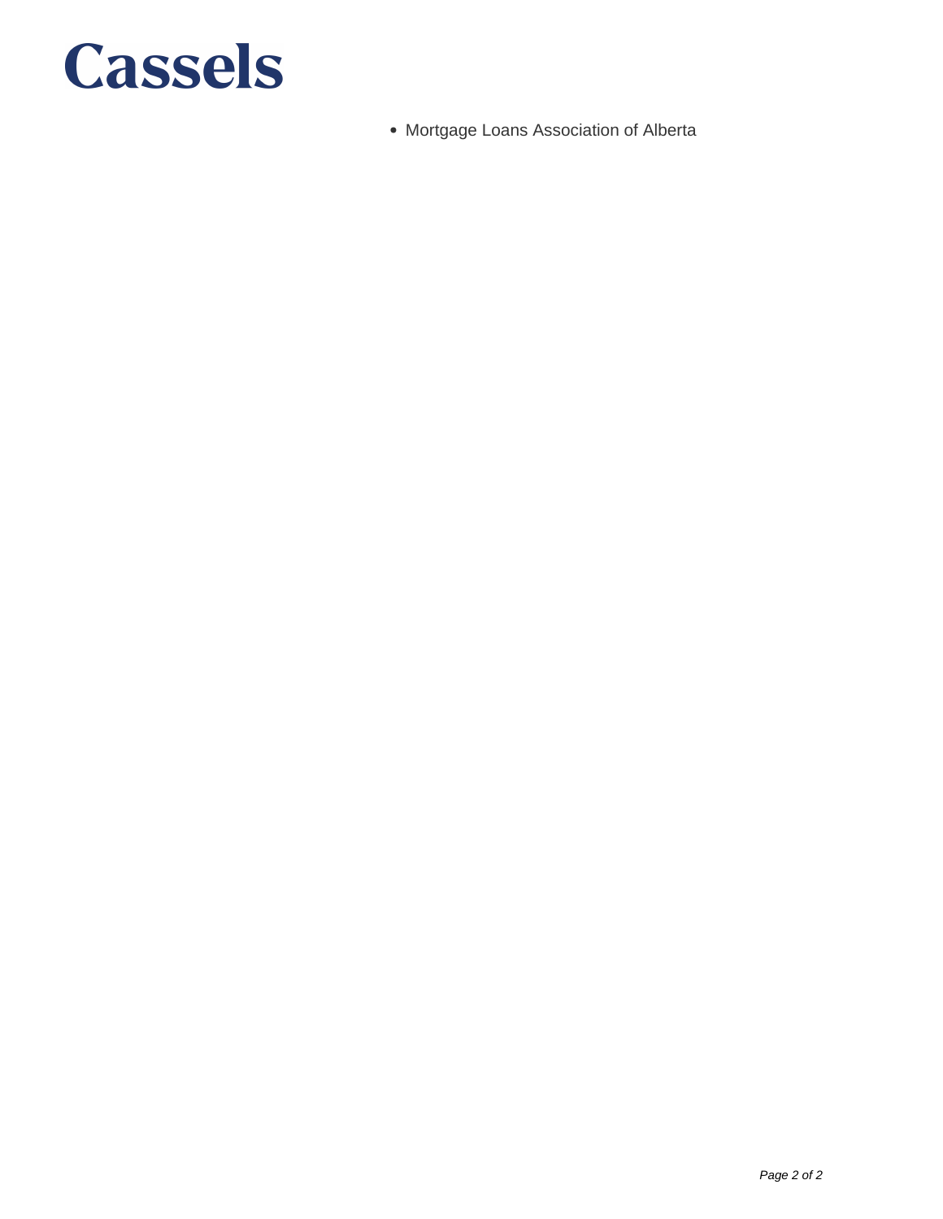- Mortgage Loans Association of Alberta